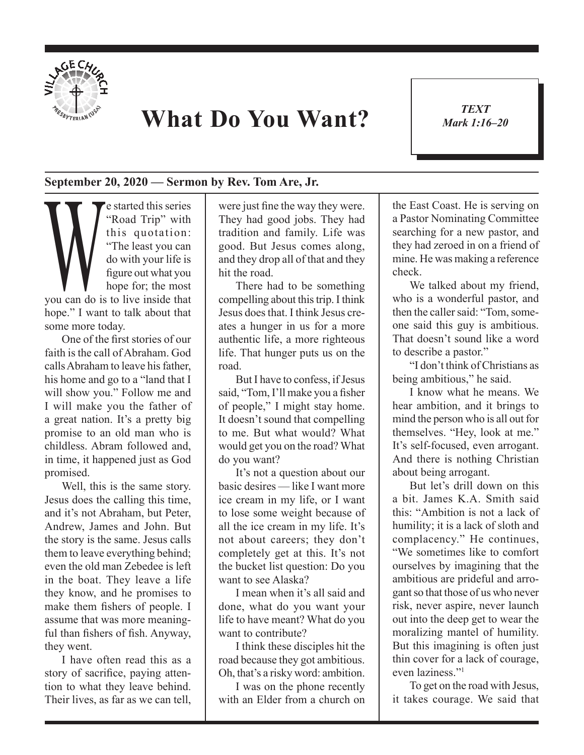# What Do You Want?

*TEXT*
*Mark 1:16–20*

**September 20, 2020 — Sermon by Rev. Tom Are, Jr.**

We started this series "Road Trip" with this quotation: "The least you can do with your life is figure out what you hope for; the most you can do is to live inside that hope." I want to talk about that some more today.

One of the first stories of our faith is the call of Abraham. God calls Abraham to leave his father, his home and go to a "land that I will show you." Follow me and I will make you the father of a great nation. It's a pretty big promise to an old man who is childless. Abram followed and, in time, it happened just as God promised.

Well, this is the same story. Jesus does the calling this time, and it's not Abraham, but Peter, Andrew, James and John. But the story is the same. Jesus calls them to leave everything behind; even the old man Zebedee is left in the boat. They leave a life they know, and he promises to make them fishers of people. I assume that was more meaningful than fishers of fish. Anyway, they went.

I have often read this as a story of sacrifice, paying attention to what they leave behind. Their lives, as far as we can tell, were just fine the way they were. They had good jobs. They had tradition and family. Life was good. But Jesus comes along, and they drop all of that and they hit the road.

There had to be something compelling about this trip. I think Jesus does that. I think Jesus creates a hunger in us for a more authentic life, a more righteous life. That hunger puts us on the road.

But I have to confess, if Jesus said, "Tom, I'll make you a fisher of people," I might stay home. It doesn't sound that compelling to me. But what would? What would get you on the road? What do you want?

It's not a question about our basic desires — like I want more ice cream in my life, or I want to lose some weight because of all the ice cream in my life. It's not about careers; they don't completely get at this. It's not the bucket list question: Do you want to see Alaska?

I mean when it's all said and done, what do you want your life to have meant? What do you want to contribute?

I think these disciples hit the road because they got ambitious. Oh, that's a risky word: ambition.

I was on the phone recently with an Elder from a church on the East Coast. He is serving on a Pastor Nominating Committee searching for a new pastor, and they had zeroed in on a friend of mine. He was making a reference check.

We talked about my friend, who is a wonderful pastor, and then the caller said: "Tom, someone said this guy is ambitious. That doesn't sound like a word to describe a pastor."

"I don't think of Christians as being ambitious," he said.

I know what he means. We hear ambition, and it brings to mind the person who is all out for themselves. "Hey, look at me." It's self-focused, even arrogant. And there is nothing Christian about being arrogant.

But let's drill down on this a bit. James K.A. Smith said this: "Ambition is not a lack of humility; it is a lack of sloth and complacency." He continues, "We sometimes like to comfort ourselves by imagining that the ambitious are prideful and arrogant so that those of us who never risk, never aspire, never launch out into the deep get to wear the moralizing mantel of humility. But this imagining is often just thin cover for a lack of courage, even laziness."[1]

To get on the road with Jesus, it takes courage. We said that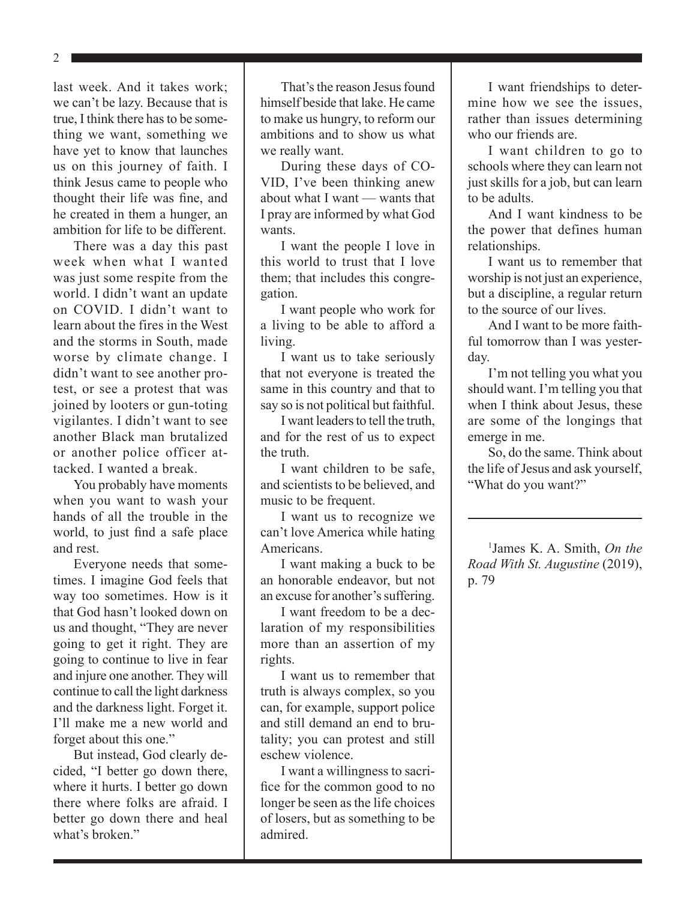last week. And it takes work; we can't be lazy. Because that is true, I think there has to be something we want, something we have yet to know that launches us on this journey of faith. I think Jesus came to people who thought their life was fine, and he created in them a hunger, an ambition for life to be different.

There was a day this past week when what I wanted was just some respite from the world. I didn't want an update on COVID. I didn't want to learn about the fires in the West and the storms in South, made worse by climate change. I didn't want to see another protest, or see a protest that was joined by looters or gun-toting vigilantes. I didn't want to see another Black man brutalized or another police officer attacked. I wanted a break.

You probably have moments when you want to wash your hands of all the trouble in the world, to just find a safe place and rest.

Everyone needs that sometimes. I imagine God feels that way too sometimes. How is it that God hasn't looked down on us and thought, "They are never going to get it right. They are going to continue to live in fear and injure one another. They will continue to call the light darkness and the darkness light. Forget it. I'll make me a new world and forget about this one."

But instead, God clearly decided, "I better go down there, where it hurts. I better go down there where folks are afraid. I better go down there and heal what's broken."

That's the reason Jesus found himself beside that lake. He came to make us hungry, to reform our ambitions and to show us what we really want.

During these days of COVID, I've been thinking anew about what I want — wants that I pray are informed by what God wants.

I want the people I love in this world to trust that I love them; that includes this congregation.

I want people who work for a living to be able to afford a living.

I want us to take seriously that not everyone is treated the same in this country and that to say so is not political but faithful.

I want leaders to tell the truth, and for the rest of us to expect the truth.

I want children to be safe, and scientists to be believed, and music to be frequent.

I want us to recognize we can't love America while hating Americans.

I want making a buck to be an honorable endeavor, but not an excuse for another's suffering.

I want freedom to be a declaration of my responsibilities more than an assertion of my rights.

I want us to remember that truth is always complex, so you can, for example, support police and still demand an end to brutality; you can protest and still eschew violence.

I want a willingness to sacrifice for the common good to no longer be seen as the life choices of losers, but as something to be admired.

I want friendships to determine how we see the issues, rather than issues determining who our friends are.

I want children to go to schools where they can learn not just skills for a job, but can learn to be adults.

And I want kindness to be the power that defines human relationships.

I want us to remember that worship is not just an experience, but a discipline, a regular return to the source of our lives.

And I want to be more faithful tomorrow than I was yesterday.

I'm not telling you what you should want. I'm telling you that when I think about Jesus, these are some of the longings that emerge in me.

So, do the same. Think about the life of Jesus and ask yourself, "What do you want?"

---

[1] James K. A. Smith, *On the Road With St. Augustine* (2019), p. 79